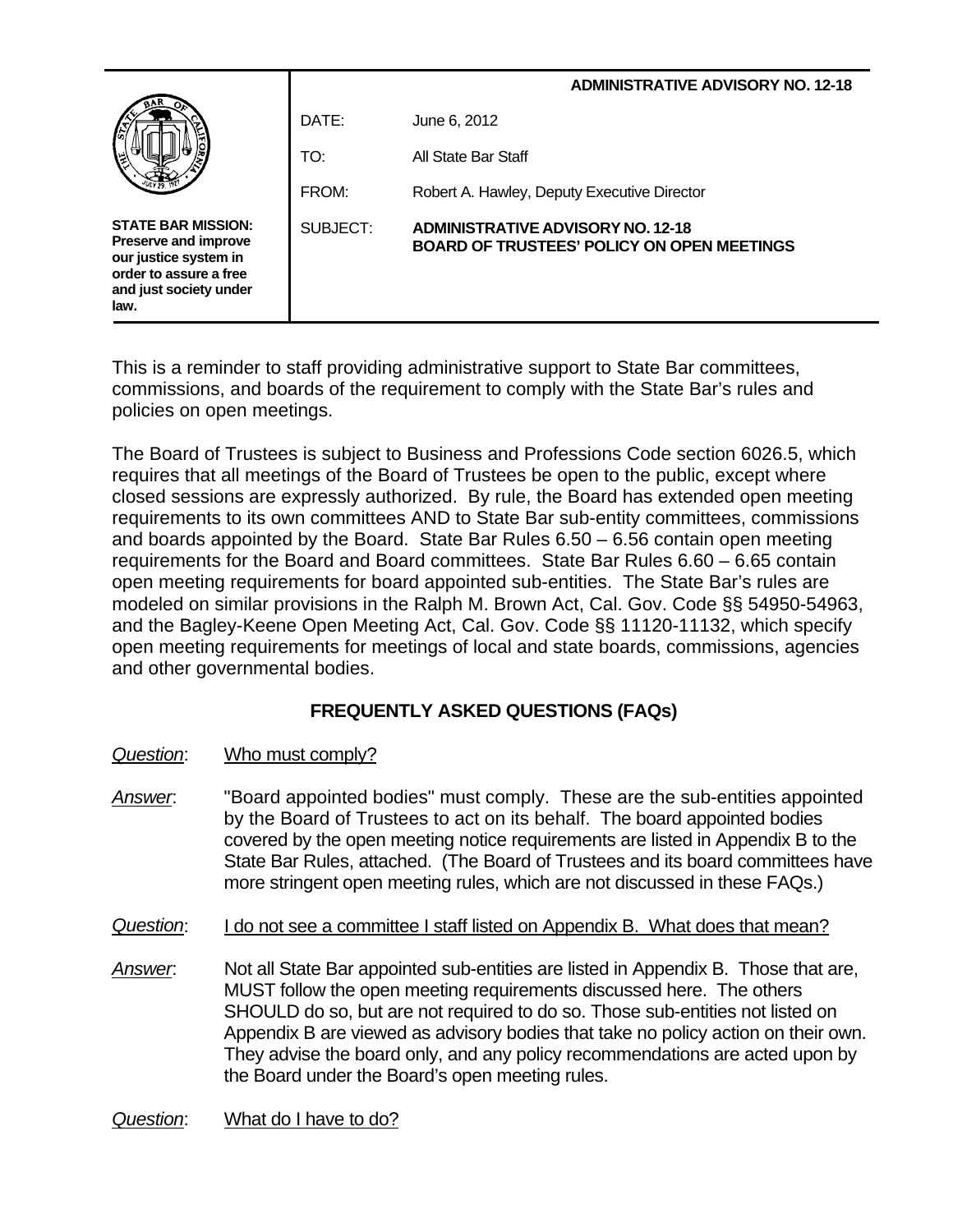**ADMINISTRATIVE ADVISORY NO. 12-18**

**STATE BAR MISSION: Preserve and improve our justice system in order to assure a free and just society under law.**

| | |
|---|---|
| DATE: | June 6, 2012 |
| TO: | All State Bar Staff |
| FROM: | Robert A. Hawley, Deputy Executive Director |
| SUBJECT: | **ADMINISTRATIVE ADVISORY NO. 12-18 BOARD OF TRUSTEES' POLICY ON OPEN MEETINGS** |

This is a reminder to staff providing administrative support to State Bar committees, commissions, and boards of the requirement to comply with the State Bar's rules and policies on open meetings.

The Board of Trustees is subject to Business and Professions Code section 6026.5, which requires that all meetings of the Board of Trustees be open to the public, except where closed sessions are expressly authorized. By rule, the Board has extended open meeting requirements to its own committees AND to State Bar sub-entity committees, commissions and boards appointed by the Board. State Bar Rules 6.50 – 6.56 contain open meeting requirements for the Board and Board committees. State Bar Rules 6.60 – 6.65 contain open meeting requirements for board appointed sub-entities. The State Bar's rules are modeled on similar provisions in the Ralph M. Brown Act, Cal. Gov. Code §§ 54950-54963, and the Bagley-Keene Open Meeting Act, Cal. Gov. Code §§ 11120-11132, which specify open meeting requirements for meetings of local and state boards, commissions, agencies and other governmental bodies.

## FREQUENTLY ASKED QUESTIONS (FAQs)

*Question*: Who must comply?

*Answer*: "Board appointed bodies" must comply. These are the sub-entities appointed by the Board of Trustees to act on its behalf. The board appointed bodies covered by the open meeting notice requirements are listed in Appendix B to the State Bar Rules, attached. (The Board of Trustees and its board committees have more stringent open meeting rules, which are not discussed in these FAQs.)

*Question*: I do not see a committee I staff listed on Appendix B. What does that mean?

*Answer*: Not all State Bar appointed sub-entities are listed in Appendix B. Those that are, MUST follow the open meeting requirements discussed here. The others SHOULD do so, but are not required to do so. Those sub-entities not listed on Appendix B are viewed as advisory bodies that take no policy action on their own. They advise the board only, and any policy recommendations are acted upon by the Board under the Board's open meeting rules.

*Question*: What do I have to do?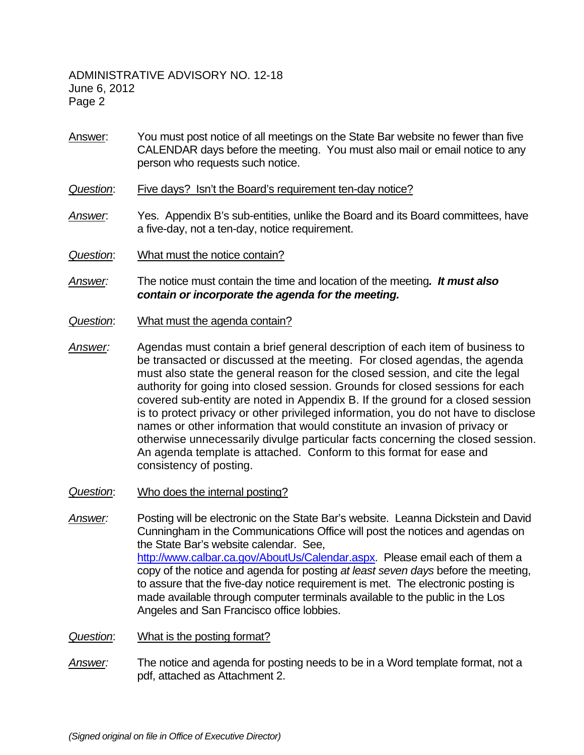Answer: You must post notice of all meetings on the State Bar website no fewer than five CALENDAR days before the meeting. You must also mail or email notice to any person who requests such notice.

*Question*: Five days? Isn't the Board's requirement ten-day notice?

*Answer*: Yes. Appendix B's sub-entities, unlike the Board and its Board committees, have a five-day, not a ten-day, notice requirement.

*Question*: What must the notice contain?

*Answer:* The notice must contain the time and location of the meeting***. It must also contain or incorporate the agenda for the meeting.***

*Question*: What must the agenda contain?

*Answer:* Agendas must contain a brief general description of each item of business to be transacted or discussed at the meeting. For closed agendas, the agenda must also state the general reason for the closed session, and cite the legal authority for going into closed session. Grounds for closed sessions for each covered sub-entity are noted in Appendix B. If the ground for a closed session is to protect privacy or other privileged information, you do not have to disclose names or other information that would constitute an invasion of privacy or otherwise unnecessarily divulge particular facts concerning the closed session. An agenda template is attached. Conform to this format for ease and consistency of posting.

*Question*: Who does the internal posting?

*Answer:* Posting will be electronic on the State Bar's website. Leanna Dickstein and David Cunningham in the Communications Office will post the notices and agendas on the State Bar's website calendar. See, http://www.calbar.ca.gov/AboutUs/Calendar.aspx. Please email each of them a copy of the notice and agenda for posting *at least seven days* before the meeting, to assure that the five-day notice requirement is met. The electronic posting is made available through computer terminals available to the public in the Los Angeles and San Francisco office lobbies.

*Question*: What is the posting format?

*Answer:* The notice and agenda for posting needs to be in a Word template format, not a pdf, attached as Attachment 2.

*(Signed original on file in Office of Executive Director)*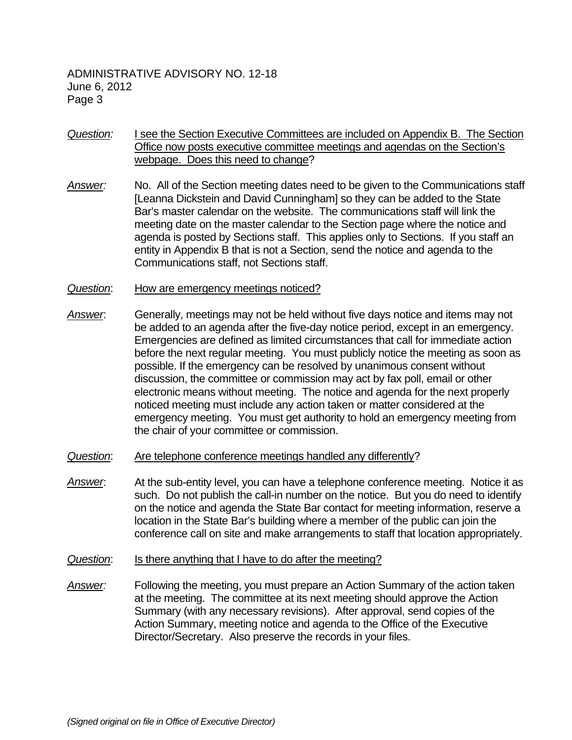*Question:* <u>I see the Section Executive Committees are included on Appendix B. The Section Office now posts executive committee meetings and agendas on the Section's webpage. Does this need to change</u>?

*Answer:* No. All of the Section meeting dates need to be given to the Communications staff [Leanna Dickstein and David Cunningham] so they can be added to the State Bar's master calendar on the website. The communications staff will link the meeting date on the master calendar to the Section page where the notice and agenda is posted by Sections staff. This applies only to Sections. If you staff an entity in Appendix B that is not a Section, send the notice and agenda to the Communications staff, not Sections staff.

*Question*: <u>How are emergency meetings noticed?</u>

*Answer*: Generally, meetings may not be held without five days notice and items may not be added to an agenda after the five-day notice period, except in an emergency. Emergencies are defined as limited circumstances that call for immediate action before the next regular meeting. You must publicly notice the meeting as soon as possible. If the emergency can be resolved by unanimous consent without discussion, the committee or commission may act by fax poll, email or other electronic means without meeting. The notice and agenda for the next properly noticed meeting must include any action taken or matter considered at the emergency meeting. You must get authority to hold an emergency meeting from the chair of your committee or commission.

*Question*: <u>Are telephone conference meetings handled any differently</u>?

*Answer*: At the sub-entity level, you can have a telephone conference meeting. Notice it as such. Do not publish the call-in number on the notice. But you do need to identify on the notice and agenda the State Bar contact for meeting information, reserve a location in the State Bar's building where a member of the public can join the conference call on site and make arrangements to staff that location appropriately.

*Question*: <u>Is there anything that I have to do after the meeting?</u>

*Answer:* Following the meeting, you must prepare an Action Summary of the action taken at the meeting. The committee at its next meeting should approve the Action Summary (with any necessary revisions). After approval, send copies of the Action Summary, meeting notice and agenda to the Office of the Executive Director/Secretary. Also preserve the records in your files.

*(Signed original on file in Office of Executive Director)*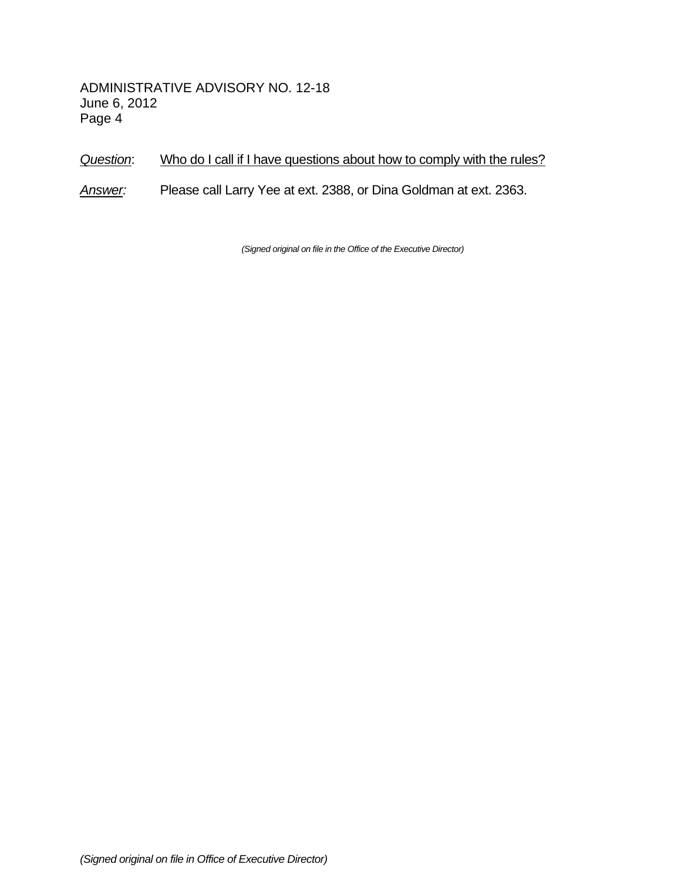*Question*: Who do I call if I have questions about how to comply with the rules?

*Answer:* Please call Larry Yee at ext. 2388, or Dina Goldman at ext. 2363.

*(Signed original on file in the Office of the Executive Director)*

*(Signed original on file in Office of Executive Director)*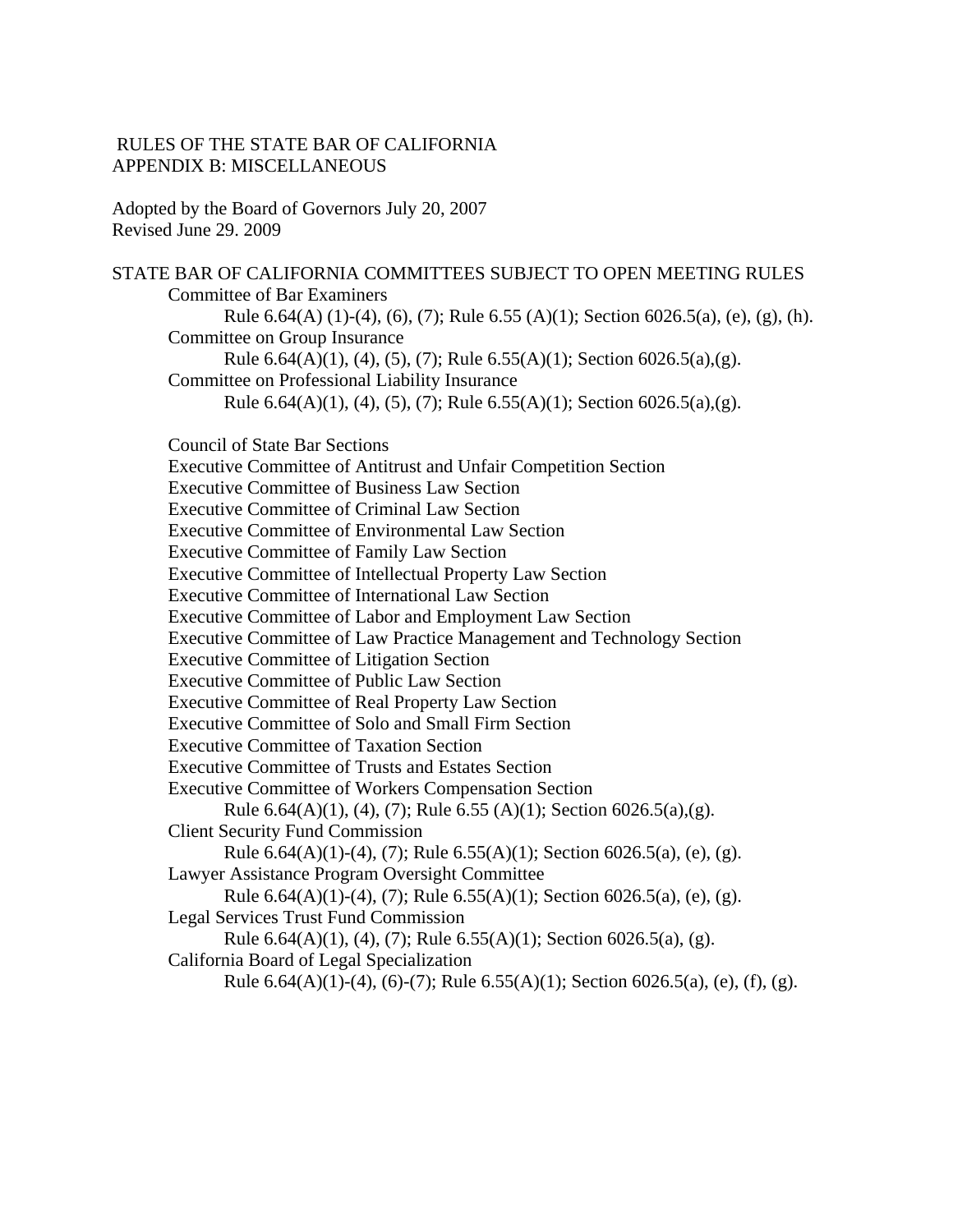RULES OF THE STATE BAR OF CALIFORNIA
APPENDIX B: MISCELLANEOUS

Adopted by the Board of Governors July 20, 2007
Revised June 29. 2009

STATE BAR OF CALIFORNIA COMMITTEES SUBJECT TO OPEN MEETING RULES

- Committee of Bar Examiners
  - Rule 6.64(A) (1)-(4), (6), (7); Rule 6.55 (A)(1); Section 6026.5(a), (e), (g), (h).
- Committee on Group Insurance
  - Rule 6.64(A)(1), (4), (5), (7); Rule 6.55(A)(1); Section 6026.5(a),(g).
- Committee on Professional Liability Insurance
  - Rule 6.64(A)(1), (4), (5), (7); Rule 6.55(A)(1); Section 6026.5(a),(g).

- Council of State Bar Sections
- Executive Committee of Antitrust and Unfair Competition Section
- Executive Committee of Business Law Section
- Executive Committee of Criminal Law Section
- Executive Committee of Environmental Law Section
- Executive Committee of Family Law Section
- Executive Committee of Intellectual Property Law Section
- Executive Committee of International Law Section
- Executive Committee of Labor and Employment Law Section
- Executive Committee of Law Practice Management and Technology Section
- Executive Committee of Litigation Section
- Executive Committee of Public Law Section
- Executive Committee of Real Property Law Section
- Executive Committee of Solo and Small Firm Section
- Executive Committee of Taxation Section
- Executive Committee of Trusts and Estates Section
- Executive Committee of Workers Compensation Section
  - Rule 6.64(A)(1), (4), (7); Rule 6.55 (A)(1); Section 6026.5(a),(g).
- Client Security Fund Commission
  - Rule 6.64(A)(1)-(4), (7); Rule 6.55(A)(1); Section 6026.5(a), (e), (g).
- Lawyer Assistance Program Oversight Committee
  - Rule 6.64(A)(1)-(4), (7); Rule 6.55(A)(1); Section 6026.5(a), (e), (g).
- Legal Services Trust Fund Commission
  - Rule 6.64(A)(1), (4), (7); Rule 6.55(A)(1); Section 6026.5(a), (g).
- California Board of Legal Specialization
  - Rule 6.64(A)(1)-(4), (6)-(7); Rule 6.55(A)(1); Section 6026.5(a), (e), (f), (g).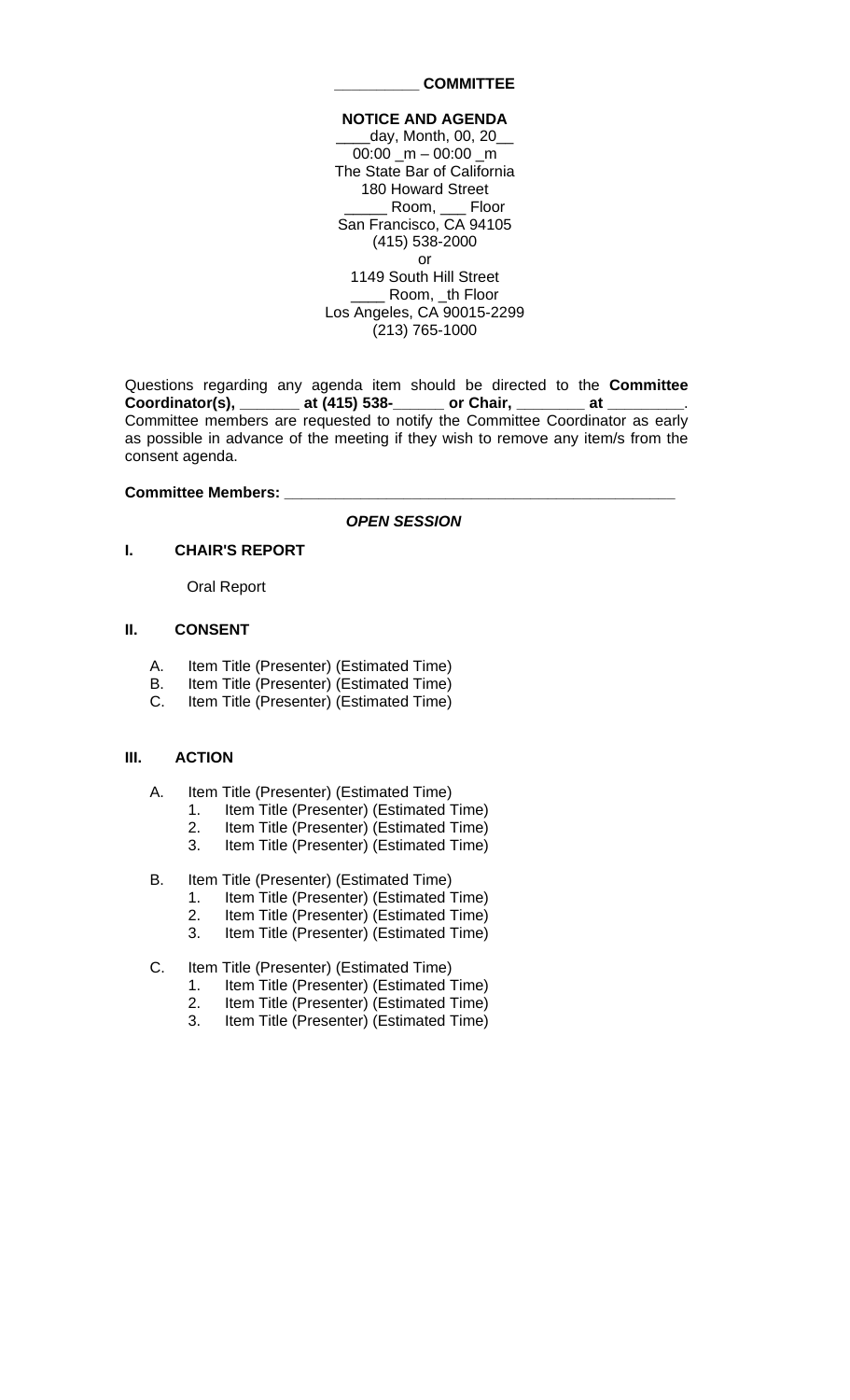**__________ COMMITTEE**

**NOTICE AND AGENDA**
____day, Month, 00, 20__
00:00 _m – 00:00 _m
The State Bar of California
180 Howard Street
_____ Room, ___ Floor
San Francisco, CA 94105
(415) 538-2000
or
1149 South Hill Street
____ Room, _th Floor
Los Angeles, CA 90015-2299
(213) 765-1000

Questions regarding any agenda item should be directed to the **Committee Coordinator(s), _______ at (415) 538-______ or Chair, ________ at _________**. Committee members are requested to notify the Committee Coordinator as early as possible in advance of the meeting if they wish to remove any item/s from the consent agenda.

**Committee Members: ______________________________________________**

***OPEN SESSION***

**I. CHAIR'S REPORT**

Oral Report

**II. CONSENT**

A. Item Title (Presenter) (Estimated Time)
B. Item Title (Presenter) (Estimated Time)
C. Item Title (Presenter) (Estimated Time)

**III. ACTION**

A. Item Title (Presenter) (Estimated Time)
  1. Item Title (Presenter) (Estimated Time)
  2. Item Title (Presenter) (Estimated Time)
  3. Item Title (Presenter) (Estimated Time)

B. Item Title (Presenter) (Estimated Time)
  1. Item Title (Presenter) (Estimated Time)
  2. Item Title (Presenter) (Estimated Time)
  3. Item Title (Presenter) (Estimated Time)

C. Item Title (Presenter) (Estimated Time)
  1. Item Title (Presenter) (Estimated Time)
  2. Item Title (Presenter) (Estimated Time)
  3. Item Title (Presenter) (Estimated Time)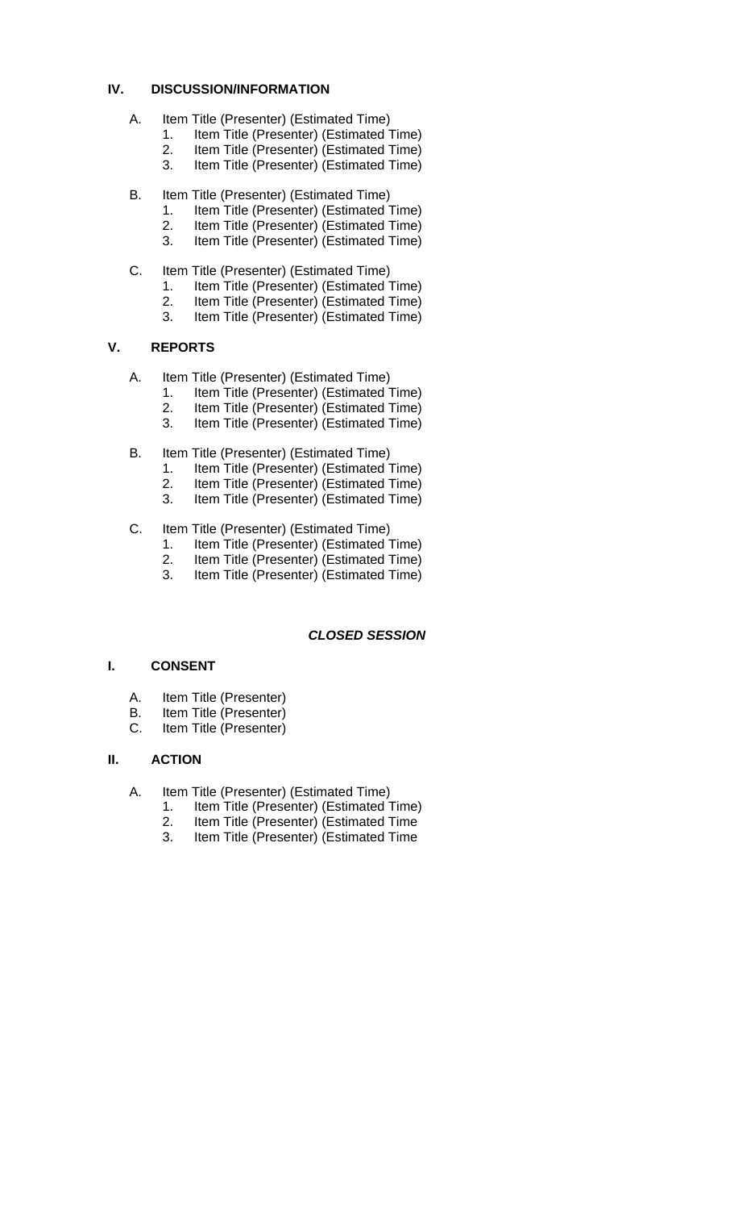## IV. DISCUSSION/INFORMATION

A. Item Title (Presenter) (Estimated Time)
   1. Item Title (Presenter) (Estimated Time)
   2. Item Title (Presenter) (Estimated Time)
   3. Item Title (Presenter) (Estimated Time)

B. Item Title (Presenter) (Estimated Time)
   1. Item Title (Presenter) (Estimated Time)
   2. Item Title (Presenter) (Estimated Time)
   3. Item Title (Presenter) (Estimated Time)

C. Item Title (Presenter) (Estimated Time)
   1. Item Title (Presenter) (Estimated Time)
   2. Item Title (Presenter) (Estimated Time)
   3. Item Title (Presenter) (Estimated Time)

## V. REPORTS

A. Item Title (Presenter) (Estimated Time)
   1. Item Title (Presenter) (Estimated Time)
   2. Item Title (Presenter) (Estimated Time)
   3. Item Title (Presenter) (Estimated Time)

B. Item Title (Presenter) (Estimated Time)
   1. Item Title (Presenter) (Estimated Time)
   2. Item Title (Presenter) (Estimated Time)
   3. Item Title (Presenter) (Estimated Time)

C. Item Title (Presenter) (Estimated Time)
   1. Item Title (Presenter) (Estimated Time)
   2. Item Title (Presenter) (Estimated Time)
   3. Item Title (Presenter) (Estimated Time)

# ***CLOSED SESSION***

## I. CONSENT

A. Item Title (Presenter)
B. Item Title (Presenter)
C. Item Title (Presenter)

## II. ACTION

A. Item Title (Presenter) (Estimated Time)
   1. Item Title (Presenter) (Estimated Time)
   2. Item Title (Presenter) (Estimated Time
   3. Item Title (Presenter) (Estimated Time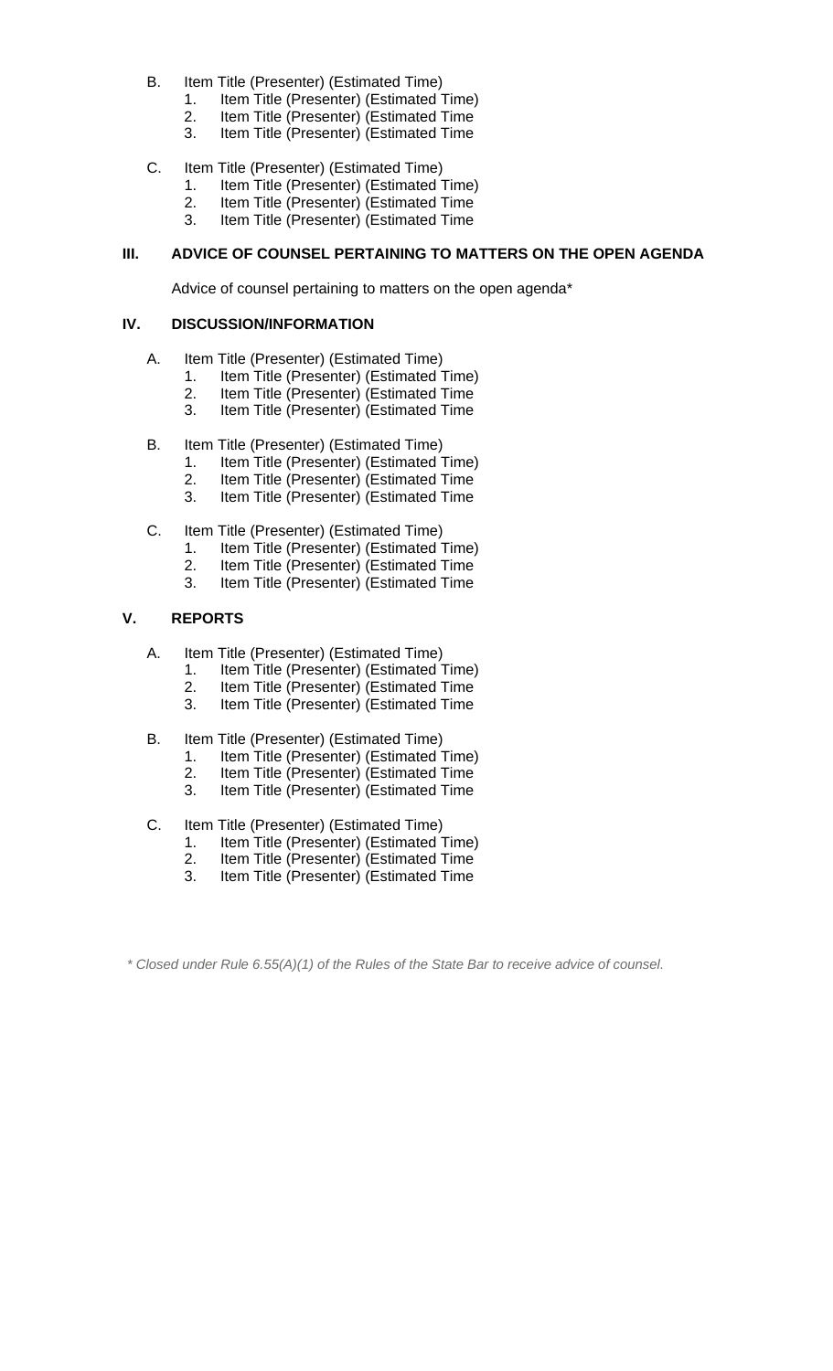B. Item Title (Presenter) (Estimated Time)
   1. Item Title (Presenter) (Estimated Time)
   2. Item Title (Presenter) (Estimated Time
   3. Item Title (Presenter) (Estimated Time

C. Item Title (Presenter) (Estimated Time)
   1. Item Title (Presenter) (Estimated Time)
   2. Item Title (Presenter) (Estimated Time
   3. Item Title (Presenter) (Estimated Time

## III. ADVICE OF COUNSEL PERTAINING TO MATTERS ON THE OPEN AGENDA

Advice of counsel pertaining to matters on the open agenda*

## IV. DISCUSSION/INFORMATION

A. Item Title (Presenter) (Estimated Time)
   1. Item Title (Presenter) (Estimated Time)
   2. Item Title (Presenter) (Estimated Time
   3. Item Title (Presenter) (Estimated Time

B. Item Title (Presenter) (Estimated Time)
   1. Item Title (Presenter) (Estimated Time)
   2. Item Title (Presenter) (Estimated Time
   3. Item Title (Presenter) (Estimated Time

C. Item Title (Presenter) (Estimated Time)
   1. Item Title (Presenter) (Estimated Time)
   2. Item Title (Presenter) (Estimated Time
   3. Item Title (Presenter) (Estimated Time

## V. REPORTS

A. Item Title (Presenter) (Estimated Time)
   1. Item Title (Presenter) (Estimated Time)
   2. Item Title (Presenter) (Estimated Time
   3. Item Title (Presenter) (Estimated Time

B. Item Title (Presenter) (Estimated Time)
   1. Item Title (Presenter) (Estimated Time)
   2. Item Title (Presenter) (Estimated Time
   3. Item Title (Presenter) (Estimated Time

C. Item Title (Presenter) (Estimated Time)
   1. Item Title (Presenter) (Estimated Time)
   2. Item Title (Presenter) (Estimated Time
   3. Item Title (Presenter) (Estimated Time

*\* Closed under Rule 6.55(A)(1) of the Rules of the State Bar to receive advice of counsel.*